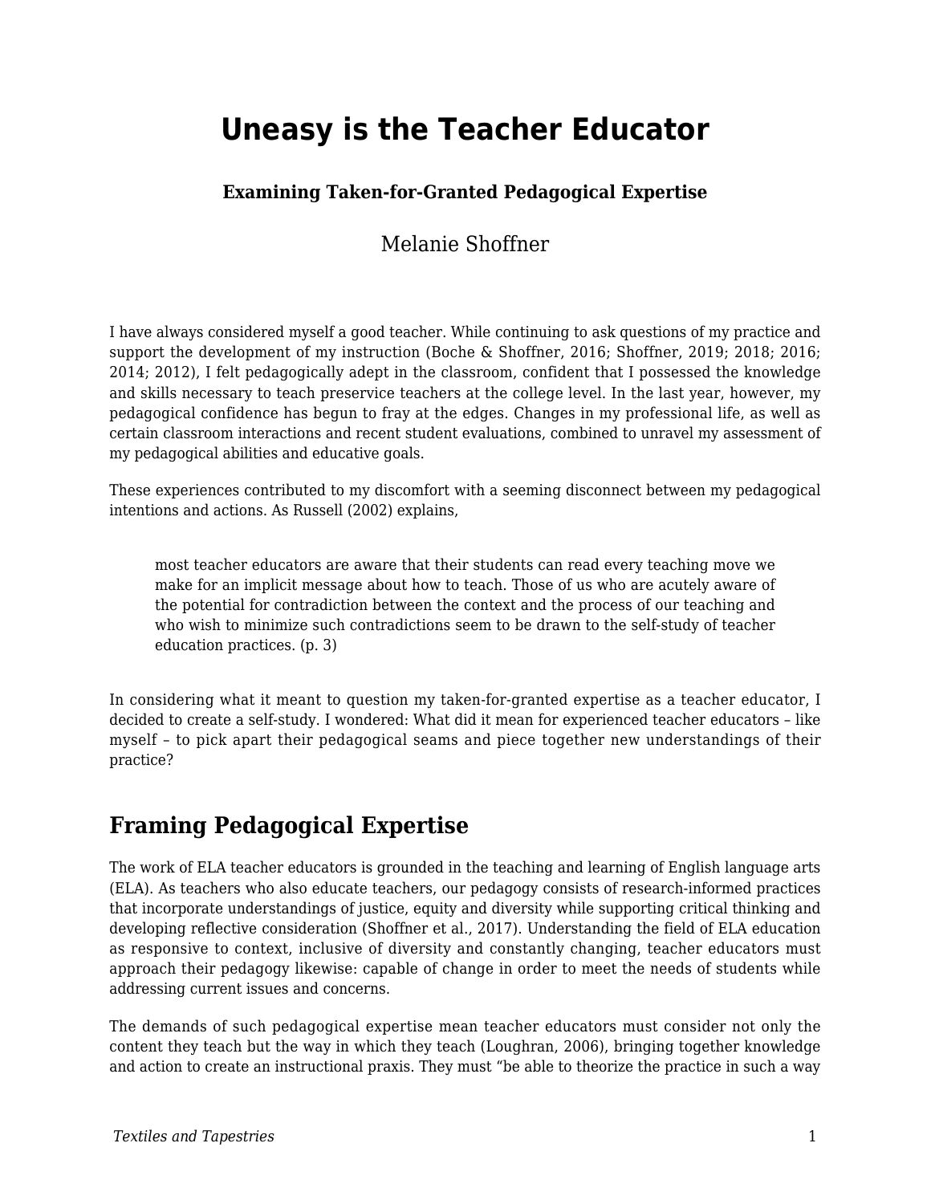# Uneasy is the Teacher Educator

### Examining Taken-for-Granted Pedagogical Expertise

Melanie Shoffner

I have always considered myself a good teacher. While continuing to ask questions of my practice and support the development of my instruction (Boche & Shoffner, 2016; Shoffner, 2019; 2018; 2016; 2014; 2012), I felt pedagogically adept in the classroom, confident that I possessed the knowledge and skills necessary to teach preservice teachers at the college level. In the last year, however, my pedagogical confidence has begun to fray at the edges. Changes in my professional life, as well as certain classroom interactions and recent student evaluations, combined to unravel my assessment of my pedagogical abilities and educative goals.

These experiences contributed to my discomfort with a seeming disconnect between my pedagogical intentions and actions. As Russell (2002) explains,

> most teacher educators are aware that their students can read every teaching move we make for an implicit message about how to teach. Those of us who are acutely aware of the potential for contradiction between the context and the process of our teaching and who wish to minimize such contradictions seem to be drawn to the self-study of teacher education practices. (p. 3)

In considering what it meant to question my taken-for-granted expertise as a teacher educator, I decided to create a self-study. I wondered: What did it mean for experienced teacher educators – like myself – to pick apart their pedagogical seams and piece together new understandings of their practice?

## Framing Pedagogical Expertise

The work of ELA teacher educators is grounded in the teaching and learning of English language arts (ELA). As teachers who also educate teachers, our pedagogy consists of research-informed practices that incorporate understandings of justice, equity and diversity while supporting critical thinking and developing reflective consideration (Shoffner et al., 2017). Understanding the field of ELA education as responsive to context, inclusive of diversity and constantly changing, teacher educators must approach their pedagogy likewise: capable of change in order to meet the needs of students while addressing current issues and concerns.

The demands of such pedagogical expertise mean teacher educators must consider not only the content they teach but the way in which they teach (Loughran, 2006), bringing together knowledge and action to create an instructional praxis. They must "be able to theorize the practice in such a way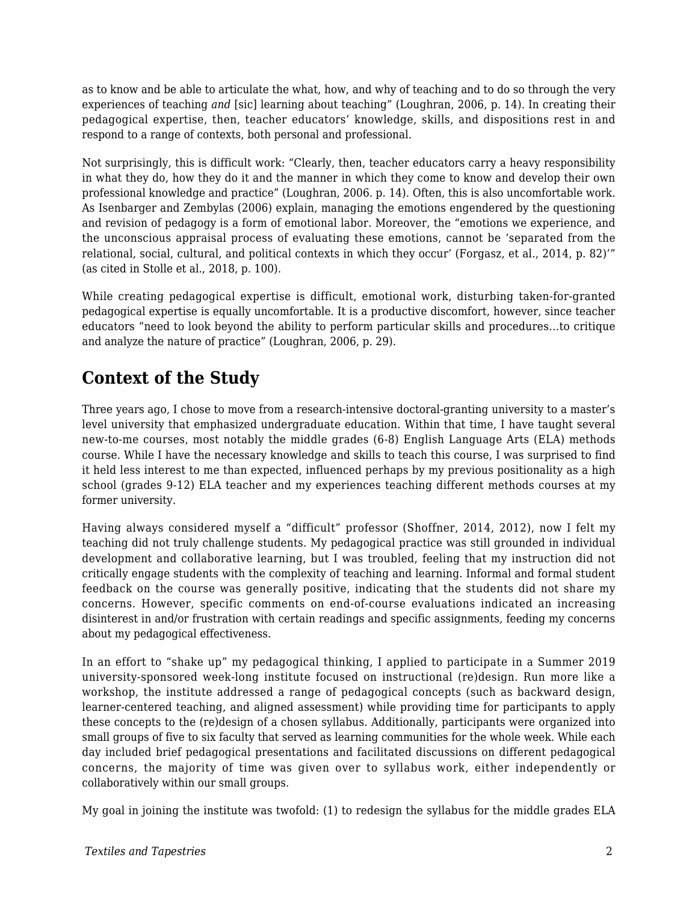as to know and be able to articulate the what, how, and why of teaching and to do so through the very experiences of teaching *and* [sic] learning about teaching" (Loughran, 2006, p. 14). In creating their pedagogical expertise, then, teacher educators' knowledge, skills, and dispositions rest in and respond to a range of contexts, both personal and professional.

Not surprisingly, this is difficult work: "Clearly, then, teacher educators carry a heavy responsibility in what they do, how they do it and the manner in which they come to know and develop their own professional knowledge and practice" (Loughran, 2006. p. 14). Often, this is also uncomfortable work. As Isenbarger and Zembylas (2006) explain, managing the emotions engendered by the questioning and revision of pedagogy is a form of emotional labor. Moreover, the "emotions we experience, and the unconscious appraisal process of evaluating these emotions, cannot be 'separated from the relational, social, cultural, and political contexts in which they occur' (Forgasz, et al., 2014, p. 82)'" (as cited in Stolle et al., 2018, p. 100).

While creating pedagogical expertise is difficult, emotional work, disturbing taken-for-granted pedagogical expertise is equally uncomfortable. It is a productive discomfort, however, since teacher educators "need to look beyond the ability to perform particular skills and procedures…to critique and analyze the nature of practice" (Loughran, 2006, p. 29).

## Context of the Study

Three years ago, I chose to move from a research-intensive doctoral-granting university to a master's level university that emphasized undergraduate education. Within that time, I have taught several new-to-me courses, most notably the middle grades (6-8) English Language Arts (ELA) methods course. While I have the necessary knowledge and skills to teach this course, I was surprised to find it held less interest to me than expected, influenced perhaps by my previous positionality as a high school (grades 9-12) ELA teacher and my experiences teaching different methods courses at my former university.

Having always considered myself a "difficult" professor (Shoffner, 2014, 2012), now I felt my teaching did not truly challenge students. My pedagogical practice was still grounded in individual development and collaborative learning, but I was troubled, feeling that my instruction did not critically engage students with the complexity of teaching and learning. Informal and formal student feedback on the course was generally positive, indicating that the students did not share my concerns. However, specific comments on end-of-course evaluations indicated an increasing disinterest in and/or frustration with certain readings and specific assignments, feeding my concerns about my pedagogical effectiveness.

In an effort to "shake up" my pedagogical thinking, I applied to participate in a Summer 2019 university-sponsored week-long institute focused on instructional (re)design. Run more like a workshop, the institute addressed a range of pedagogical concepts (such as backward design, learner-centered teaching, and aligned assessment) while providing time for participants to apply these concepts to the (re)design of a chosen syllabus. Additionally, participants were organized into small groups of five to six faculty that served as learning communities for the whole week. While each day included brief pedagogical presentations and facilitated discussions on different pedagogical concerns, the majority of time was given over to syllabus work, either independently or collaboratively within our small groups.

My goal in joining the institute was twofold: (1) to redesign the syllabus for the middle grades ELA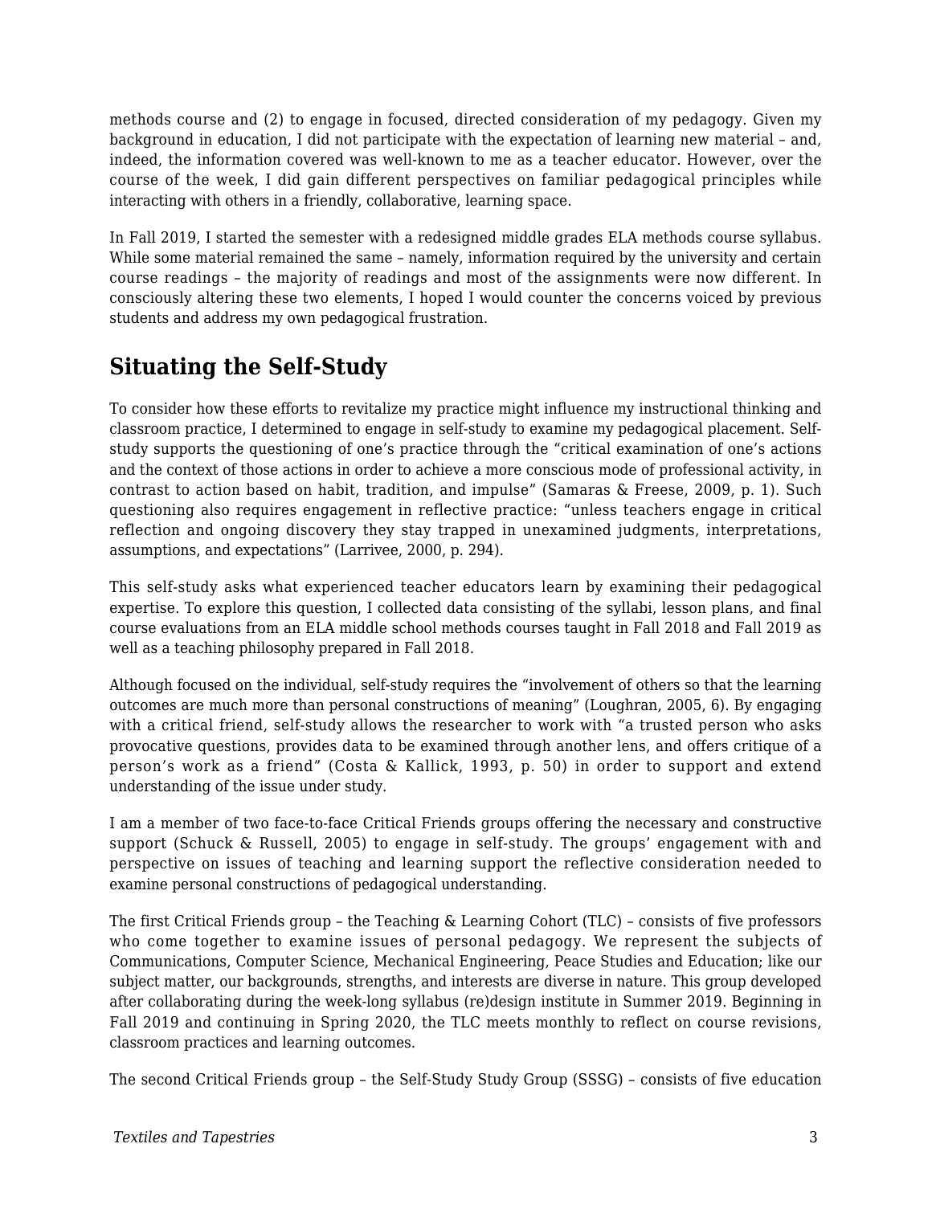methods course and (2) to engage in focused, directed consideration of my pedagogy. Given my background in education, I did not participate with the expectation of learning new material – and, indeed, the information covered was well-known to me as a teacher educator. However, over the course of the week, I did gain different perspectives on familiar pedagogical principles while interacting with others in a friendly, collaborative, learning space.

In Fall 2019, I started the semester with a redesigned middle grades ELA methods course syllabus. While some material remained the same – namely, information required by the university and certain course readings – the majority of readings and most of the assignments were now different. In consciously altering these two elements, I hoped I would counter the concerns voiced by previous students and address my own pedagogical frustration.

## Situating the Self-Study

To consider how these efforts to revitalize my practice might influence my instructional thinking and classroom practice, I determined to engage in self-study to examine my pedagogical placement. Self-study supports the questioning of one's practice through the "critical examination of one's actions and the context of those actions in order to achieve a more conscious mode of professional activity, in contrast to action based on habit, tradition, and impulse" (Samaras & Freese, 2009, p. 1). Such questioning also requires engagement in reflective practice: "unless teachers engage in critical reflection and ongoing discovery they stay trapped in unexamined judgments, interpretations, assumptions, and expectations" (Larrivee, 2000, p. 294).

This self-study asks what experienced teacher educators learn by examining their pedagogical expertise. To explore this question, I collected data consisting of the syllabi, lesson plans, and final course evaluations from an ELA middle school methods courses taught in Fall 2018 and Fall 2019 as well as a teaching philosophy prepared in Fall 2018.

Although focused on the individual, self-study requires the "involvement of others so that the learning outcomes are much more than personal constructions of meaning" (Loughran, 2005, 6). By engaging with a critical friend, self-study allows the researcher to work with "a trusted person who asks provocative questions, provides data to be examined through another lens, and offers critique of a person's work as a friend" (Costa & Kallick, 1993, p. 50) in order to support and extend understanding of the issue under study.

I am a member of two face-to-face Critical Friends groups offering the necessary and constructive support (Schuck & Russell, 2005) to engage in self-study. The groups' engagement with and perspective on issues of teaching and learning support the reflective consideration needed to examine personal constructions of pedagogical understanding.

The first Critical Friends group – the Teaching & Learning Cohort (TLC) – consists of five professors who come together to examine issues of personal pedagogy. We represent the subjects of Communications, Computer Science, Mechanical Engineering, Peace Studies and Education; like our subject matter, our backgrounds, strengths, and interests are diverse in nature. This group developed after collaborating during the week-long syllabus (re)design institute in Summer 2019. Beginning in Fall 2019 and continuing in Spring 2020, the TLC meets monthly to reflect on course revisions, classroom practices and learning outcomes.

The second Critical Friends group – the Self-Study Study Group (SSSG) – consists of five education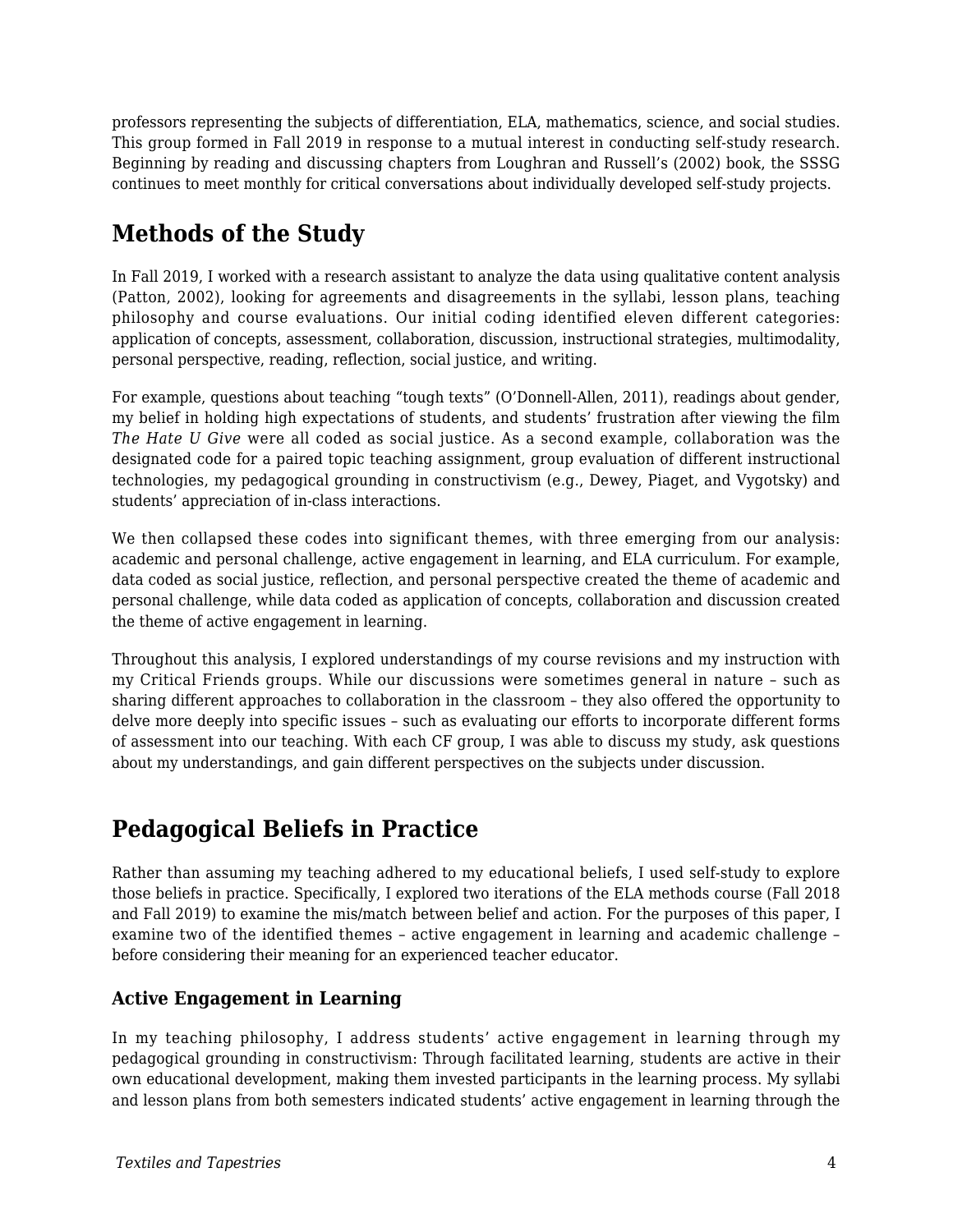professors representing the subjects of differentiation, ELA, mathematics, science, and social studies. This group formed in Fall 2019 in response to a mutual interest in conducting self-study research. Beginning by reading and discussing chapters from Loughran and Russell's (2002) book, the SSSG continues to meet monthly for critical conversations about individually developed self-study projects.

## Methods of the Study

In Fall 2019, I worked with a research assistant to analyze the data using qualitative content analysis (Patton, 2002), looking for agreements and disagreements in the syllabi, lesson plans, teaching philosophy and course evaluations. Our initial coding identified eleven different categories: application of concepts, assessment, collaboration, discussion, instructional strategies, multimodality, personal perspective, reading, reflection, social justice, and writing.

For example, questions about teaching "tough texts" (O'Donnell-Allen, 2011), readings about gender, my belief in holding high expectations of students, and students' frustration after viewing the film *The Hate U Give* were all coded as social justice. As a second example, collaboration was the designated code for a paired topic teaching assignment, group evaluation of different instructional technologies, my pedagogical grounding in constructivism (e.g., Dewey, Piaget, and Vygotsky) and students' appreciation of in-class interactions.

We then collapsed these codes into significant themes, with three emerging from our analysis: academic and personal challenge, active engagement in learning, and ELA curriculum. For example, data coded as social justice, reflection, and personal perspective created the theme of academic and personal challenge, while data coded as application of concepts, collaboration and discussion created the theme of active engagement in learning.

Throughout this analysis, I explored understandings of my course revisions and my instruction with my Critical Friends groups. While our discussions were sometimes general in nature – such as sharing different approaches to collaboration in the classroom – they also offered the opportunity to delve more deeply into specific issues – such as evaluating our efforts to incorporate different forms of assessment into our teaching. With each CF group, I was able to discuss my study, ask questions about my understandings, and gain different perspectives on the subjects under discussion.

## Pedagogical Beliefs in Practice

Rather than assuming my teaching adhered to my educational beliefs, I used self-study to explore those beliefs in practice. Specifically, I explored two iterations of the ELA methods course (Fall 2018 and Fall 2019) to examine the mis/match between belief and action. For the purposes of this paper, I examine two of the identified themes – active engagement in learning and academic challenge – before considering their meaning for an experienced teacher educator.

### Active Engagement in Learning

In my teaching philosophy, I address students' active engagement in learning through my pedagogical grounding in constructivism: Through facilitated learning, students are active in their own educational development, making them invested participants in the learning process. My syllabi and lesson plans from both semesters indicated students' active engagement in learning through the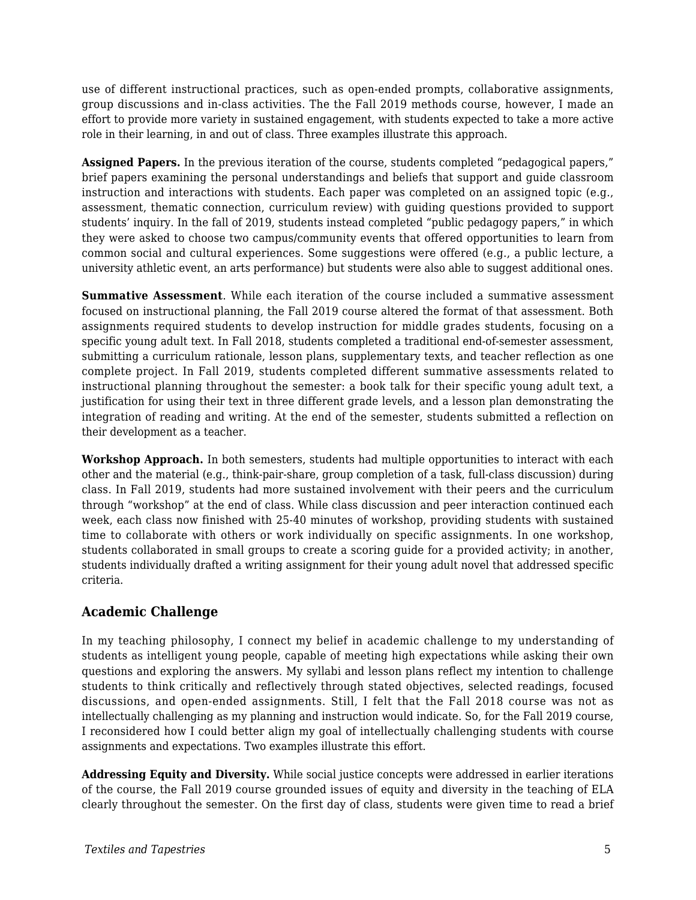use of different instructional practices, such as open-ended prompts, collaborative assignments, group discussions and in-class activities. The the Fall 2019 methods course, however, I made an effort to provide more variety in sustained engagement, with students expected to take a more active role in their learning, in and out of class. Three examples illustrate this approach.

**Assigned Papers.** In the previous iteration of the course, students completed "pedagogical papers," brief papers examining the personal understandings and beliefs that support and guide classroom instruction and interactions with students. Each paper was completed on an assigned topic (e.g., assessment, thematic connection, curriculum review) with guiding questions provided to support students' inquiry. In the fall of 2019, students instead completed "public pedagogy papers," in which they were asked to choose two campus/community events that offered opportunities to learn from common social and cultural experiences. Some suggestions were offered (e.g., a public lecture, a university athletic event, an arts performance) but students were also able to suggest additional ones.

**Summative Assessment**. While each iteration of the course included a summative assessment focused on instructional planning, the Fall 2019 course altered the format of that assessment. Both assignments required students to develop instruction for middle grades students, focusing on a specific young adult text. In Fall 2018, students completed a traditional end-of-semester assessment, submitting a curriculum rationale, lesson plans, supplementary texts, and teacher reflection as one complete project. In Fall 2019, students completed different summative assessments related to instructional planning throughout the semester: a book talk for their specific young adult text, a justification for using their text in three different grade levels, and a lesson plan demonstrating the integration of reading and writing. At the end of the semester, students submitted a reflection on their development as a teacher.

**Workshop Approach.** In both semesters, students had multiple opportunities to interact with each other and the material (e.g., think-pair-share, group completion of a task, full-class discussion) during class. In Fall 2019, students had more sustained involvement with their peers and the curriculum through "workshop" at the end of class. While class discussion and peer interaction continued each week, each class now finished with 25-40 minutes of workshop, providing students with sustained time to collaborate with others or work individually on specific assignments. In one workshop, students collaborated in small groups to create a scoring guide for a provided activity; in another, students individually drafted a writing assignment for their young adult novel that addressed specific criteria.

## Academic Challenge

In my teaching philosophy, I connect my belief in academic challenge to my understanding of students as intelligent young people, capable of meeting high expectations while asking their own questions and exploring the answers. My syllabi and lesson plans reflect my intention to challenge students to think critically and reflectively through stated objectives, selected readings, focused discussions, and open-ended assignments. Still, I felt that the Fall 2018 course was not as intellectually challenging as my planning and instruction would indicate. So, for the Fall 2019 course, I reconsidered how I could better align my goal of intellectually challenging students with course assignments and expectations. Two examples illustrate this effort.

**Addressing Equity and Diversity.** While social justice concepts were addressed in earlier iterations of the course, the Fall 2019 course grounded issues of equity and diversity in the teaching of ELA clearly throughout the semester. On the first day of class, students were given time to read a brief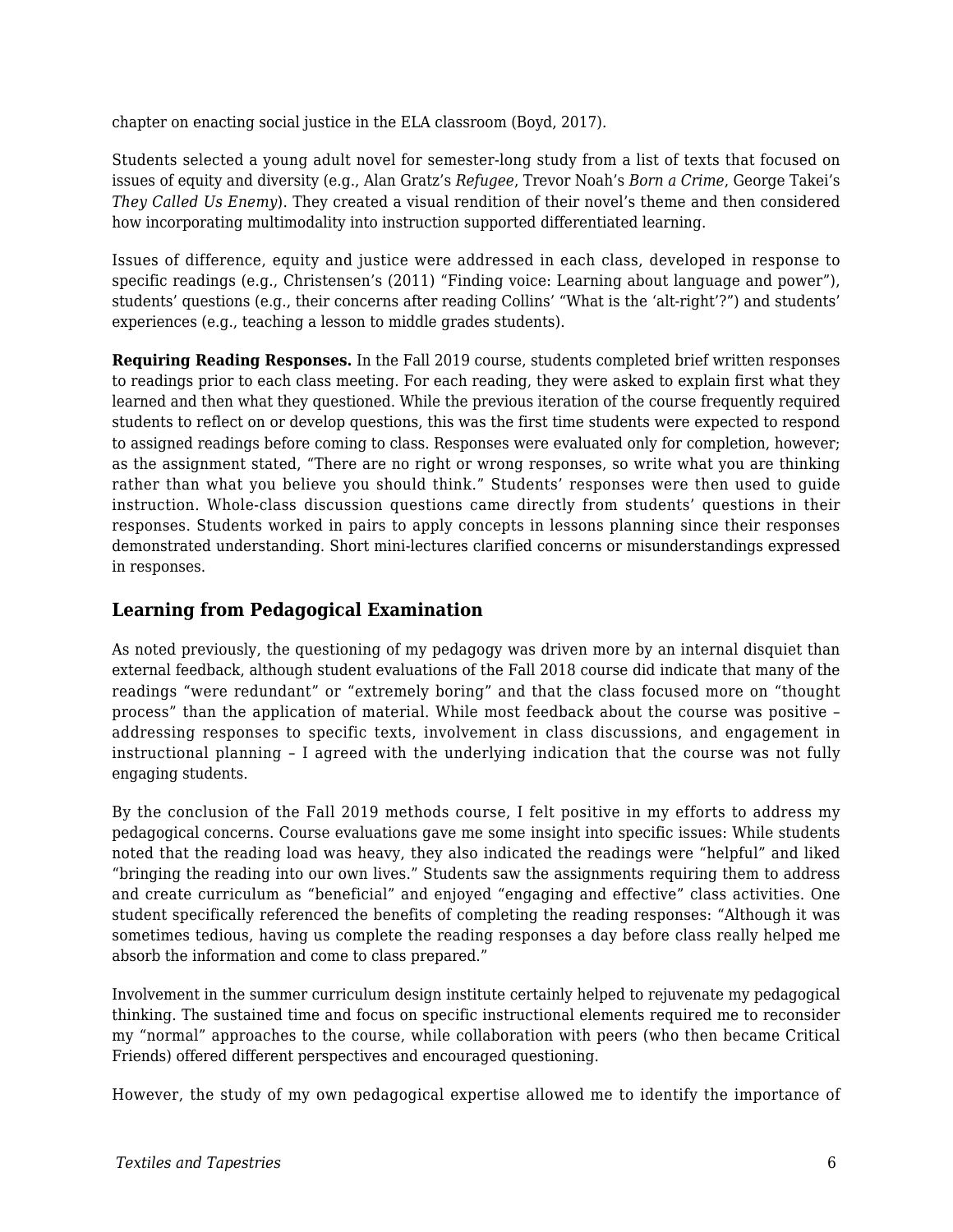chapter on enacting social justice in the ELA classroom (Boyd, 2017).

Students selected a young adult novel for semester-long study from a list of texts that focused on issues of equity and diversity (e.g., Alan Gratz's *Refugee*, Trevor Noah's *Born a Crime*, George Takei's *They Called Us Enemy*). They created a visual rendition of their novel's theme and then considered how incorporating multimodality into instruction supported differentiated learning.

Issues of difference, equity and justice were addressed in each class, developed in response to specific readings (e.g., Christensen's (2011) "Finding voice: Learning about language and power"), students' questions (e.g., their concerns after reading Collins' "What is the 'alt-right'?") and students' experiences (e.g., teaching a lesson to middle grades students).

**Requiring Reading Responses.** In the Fall 2019 course, students completed brief written responses to readings prior to each class meeting. For each reading, they were asked to explain first what they learned and then what they questioned. While the previous iteration of the course frequently required students to reflect on or develop questions, this was the first time students were expected to respond to assigned readings before coming to class. Responses were evaluated only for completion, however; as the assignment stated, "There are no right or wrong responses, so write what you are thinking rather than what you believe you should think." Students' responses were then used to guide instruction. Whole-class discussion questions came directly from students' questions in their responses. Students worked in pairs to apply concepts in lessons planning since their responses demonstrated understanding. Short mini-lectures clarified concerns or misunderstandings expressed in responses.

## Learning from Pedagogical Examination

As noted previously, the questioning of my pedagogy was driven more by an internal disquiet than external feedback, although student evaluations of the Fall 2018 course did indicate that many of the readings "were redundant" or "extremely boring" and that the class focused more on "thought process" than the application of material. While most feedback about the course was positive – addressing responses to specific texts, involvement in class discussions, and engagement in instructional planning – I agreed with the underlying indication that the course was not fully engaging students.

By the conclusion of the Fall 2019 methods course, I felt positive in my efforts to address my pedagogical concerns. Course evaluations gave me some insight into specific issues: While students noted that the reading load was heavy, they also indicated the readings were "helpful" and liked "bringing the reading into our own lives." Students saw the assignments requiring them to address and create curriculum as "beneficial" and enjoyed "engaging and effective" class activities. One student specifically referenced the benefits of completing the reading responses: "Although it was sometimes tedious, having us complete the reading responses a day before class really helped me absorb the information and come to class prepared."

Involvement in the summer curriculum design institute certainly helped to rejuvenate my pedagogical thinking. The sustained time and focus on specific instructional elements required me to reconsider my "normal" approaches to the course, while collaboration with peers (who then became Critical Friends) offered different perspectives and encouraged questioning.

However, the study of my own pedagogical expertise allowed me to identify the importance of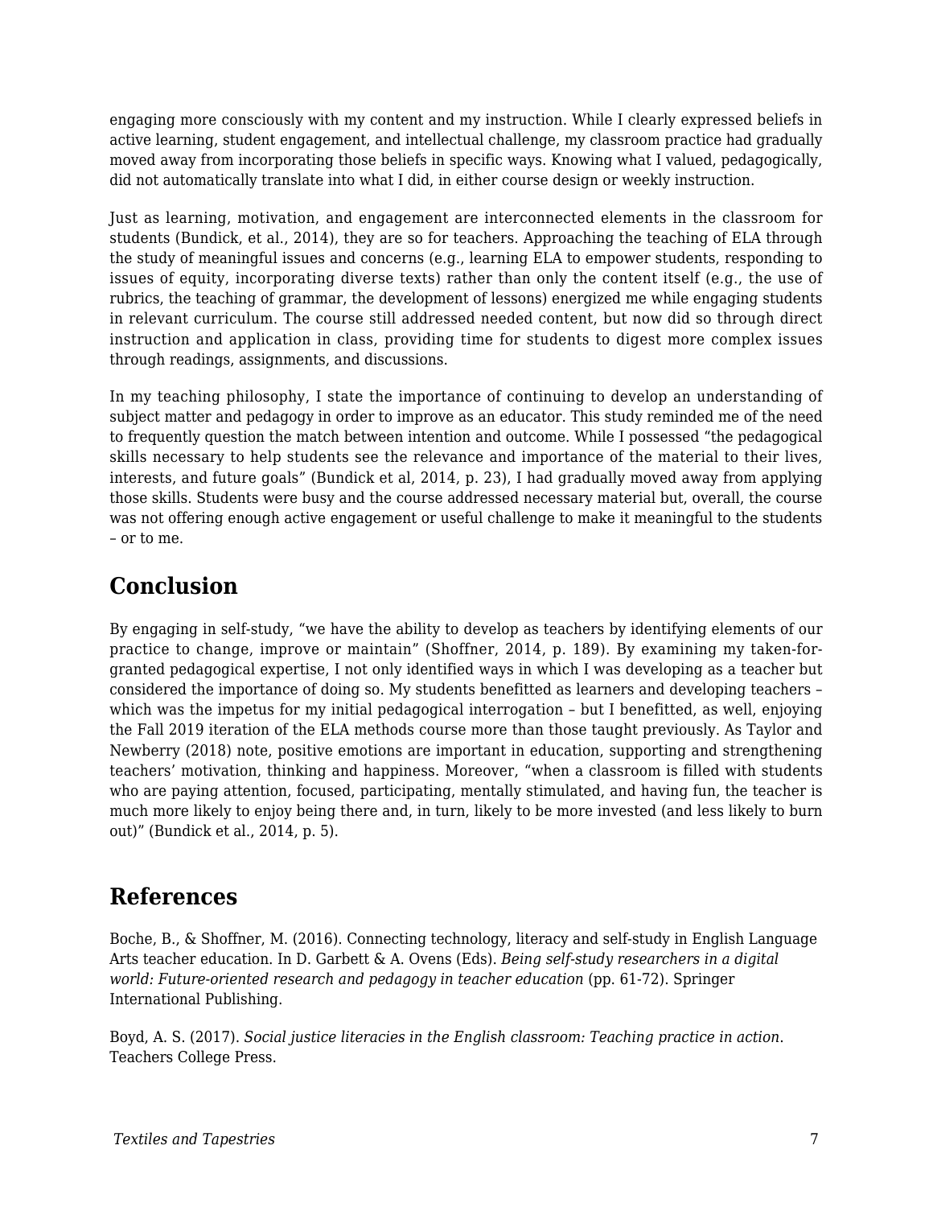engaging more consciously with my content and my instruction. While I clearly expressed beliefs in active learning, student engagement, and intellectual challenge, my classroom practice had gradually moved away from incorporating those beliefs in specific ways. Knowing what I valued, pedagogically, did not automatically translate into what I did, in either course design or weekly instruction.

Just as learning, motivation, and engagement are interconnected elements in the classroom for students (Bundick, et al., 2014), they are so for teachers. Approaching the teaching of ELA through the study of meaningful issues and concerns (e.g., learning ELA to empower students, responding to issues of equity, incorporating diverse texts) rather than only the content itself (e.g., the use of rubrics, the teaching of grammar, the development of lessons) energized me while engaging students in relevant curriculum. The course still addressed needed content, but now did so through direct instruction and application in class, providing time for students to digest more complex issues through readings, assignments, and discussions.

In my teaching philosophy, I state the importance of continuing to develop an understanding of subject matter and pedagogy in order to improve as an educator. This study reminded me of the need to frequently question the match between intention and outcome. While I possessed "the pedagogical skills necessary to help students see the relevance and importance of the material to their lives, interests, and future goals" (Bundick et al, 2014, p. 23), I had gradually moved away from applying those skills. Students were busy and the course addressed necessary material but, overall, the course was not offering enough active engagement or useful challenge to make it meaningful to the students – or to me.

## Conclusion

By engaging in self-study, "we have the ability to develop as teachers by identifying elements of our practice to change, improve or maintain" (Shoffner, 2014, p. 189). By examining my taken-for-granted pedagogical expertise, I not only identified ways in which I was developing as a teacher but considered the importance of doing so. My students benefitted as learners and developing teachers – which was the impetus for my initial pedagogical interrogation – but I benefitted, as well, enjoying the Fall 2019 iteration of the ELA methods course more than those taught previously. As Taylor and Newberry (2018) note, positive emotions are important in education, supporting and strengthening teachers' motivation, thinking and happiness. Moreover, "when a classroom is filled with students who are paying attention, focused, participating, mentally stimulated, and having fun, the teacher is much more likely to enjoy being there and, in turn, likely to be more invested (and less likely to burn out)" (Bundick et al., 2014, p. 5).

## References

Boche, B., & Shoffner, M. (2016). Connecting technology, literacy and self-study in English Language Arts teacher education. In D. Garbett & A. Ovens (Eds). *Being self-study researchers in a digital world: Future-oriented research and pedagogy in teacher education* (pp. 61-72). Springer International Publishing.

Boyd, A. S. (2017). *Social justice literacies in the English classroom: Teaching practice in action*. Teachers College Press.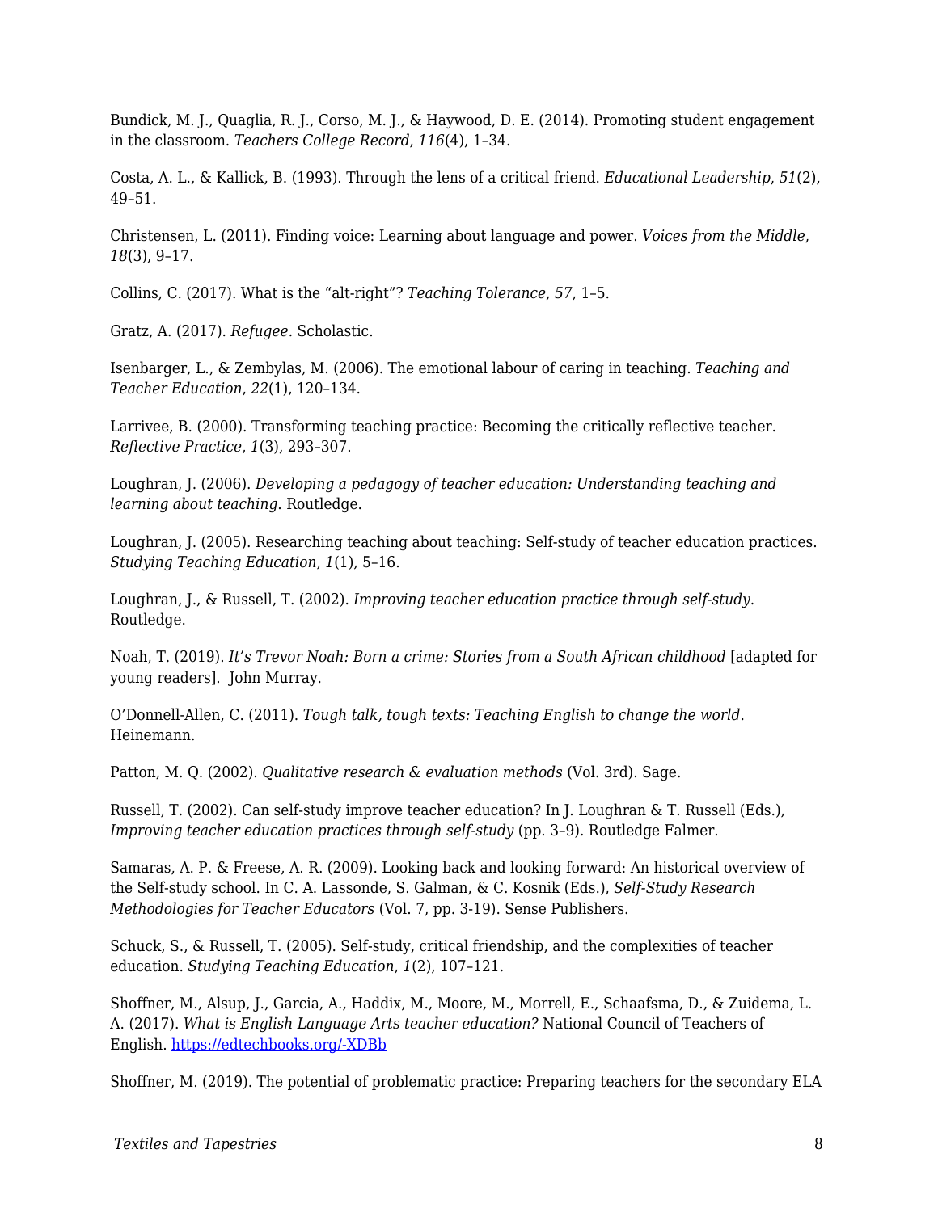Bundick, M. J., Quaglia, R. J., Corso, M. J., & Haywood, D. E. (2014). Promoting student engagement in the classroom. *Teachers College Record*, *116*(4), 1–34.

Costa, A. L., & Kallick, B. (1993). Through the lens of a critical friend. *Educational Leadership*, *51*(2), 49–51.

Christensen, L. (2011). Finding voice: Learning about language and power. *Voices from the Middle*, *18*(3), 9–17.

Collins, C. (2017). What is the "alt-right"? *Teaching Tolerance*, *57*, 1–5.

Gratz, A. (2017). *Refugee*. Scholastic.

Isenbarger, L., & Zembylas, M. (2006). The emotional labour of caring in teaching. *Teaching and Teacher Education*, *22*(1), 120–134.

Larrivee, B. (2000). Transforming teaching practice: Becoming the critically reflective teacher. *Reflective Practice*, *1*(3), 293–307.

Loughran, J. (2006). *Developing a pedagogy of teacher education: Understanding teaching and learning about teaching*. Routledge.

Loughran, J. (2005). Researching teaching about teaching: Self-study of teacher education practices. *Studying Teaching Education*, *1*(1), 5–16.

Loughran, J., & Russell, T. (2002). *Improving teacher education practice through self-study*. Routledge.

Noah, T. (2019). *It's Trevor Noah: Born a crime: Stories from a South African childhood* [adapted for young readers]. John Murray.

O'Donnell-Allen, C. (2011). *Tough talk, tough texts: Teaching English to change the world*. Heinemann.

Patton, M. Q. (2002). *Qualitative research & evaluation methods* (Vol. 3rd). Sage.

Russell, T. (2002). Can self-study improve teacher education? In J. Loughran & T. Russell (Eds.), *Improving teacher education practices through self-study* (pp. 3–9). Routledge Falmer.

Samaras, A. P. & Freese, A. R. (2009). Looking back and looking forward: An historical overview of the Self-study school. In C. A. Lassonde, S. Galman, & C. Kosnik (Eds.), *Self-Study Research Methodologies for Teacher Educators* (Vol. 7, pp. 3-19). Sense Publishers.

Schuck, S., & Russell, T. (2005). Self-study, critical friendship, and the complexities of teacher education. *Studying Teaching Education*, *1*(2), 107–121.

Shoffner, M., Alsup, J., Garcia, A., Haddix, M., Moore, M., Morrell, E., Schaafsma, D., & Zuidema, L. A. (2017). *What is English Language Arts teacher education?* National Council of Teachers of English. [https://edtechbooks.org/-XDBb](https://edtechbooks.org/-XDBb)

Shoffner, M. (2019). The potential of problematic practice: Preparing teachers for the secondary ELA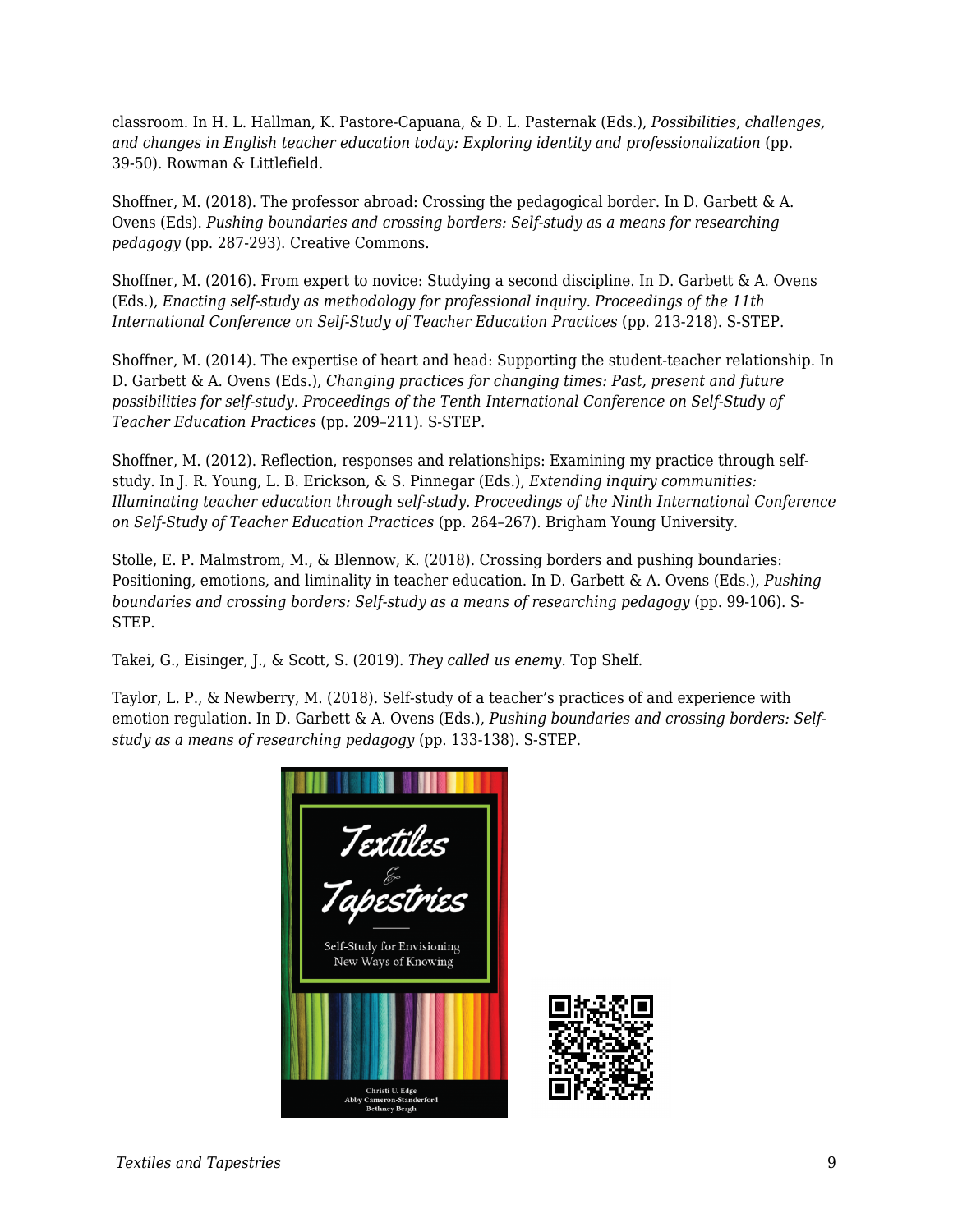classroom. In H. L. Hallman, K. Pastore-Capuana, & D. L. Pasternak (Eds.), *Possibilities, challenges, and changes in English teacher education today: Exploring identity and professionalization* (pp. 39-50). Rowman & Littlefield.

Shoffner, M. (2018). The professor abroad: Crossing the pedagogical border. In D. Garbett & A. Ovens (Eds). *Pushing boundaries and crossing borders: Self-study as a means for researching pedagogy* (pp. 287-293). Creative Commons.

Shoffner, M. (2016). From expert to novice: Studying a second discipline. In D. Garbett & A. Ovens (Eds.), *Enacting self-study as methodology for professional inquiry. Proceedings of the 11th International Conference on Self-Study of Teacher Education Practices* (pp. 213-218). S-STEP.

Shoffner, M. (2014). The expertise of heart and head: Supporting the student-teacher relationship. In D. Garbett & A. Ovens (Eds.), *Changing practices for changing times: Past, present and future possibilities for self-study. Proceedings of the Tenth International Conference on Self-Study of Teacher Education Practices* (pp. 209–211). S-STEP.

Shoffner, M. (2012). Reflection, responses and relationships: Examining my practice through self-study. In J. R. Young, L. B. Erickson, & S. Pinnegar (Eds.), *Extending inquiry communities: Illuminating teacher education through self-study. Proceedings of the Ninth International Conference on Self-Study of Teacher Education Practices* (pp. 264–267). Brigham Young University.

Stolle, E. P. Malmstrom, M., & Blennow, K. (2018). Crossing borders and pushing boundaries: Positioning, emotions, and liminality in teacher education. In D. Garbett & A. Ovens (Eds.), *Pushing boundaries and crossing borders: Self-study as a means of researching pedagogy* (pp. 99-106). S-STEP.

Takei, G., Eisinger, J., & Scott, S. (2019). *They called us enemy.* Top Shelf.

Taylor, L. P., & Newberry, M. (2018). Self-study of a teacher's practices of and experience with emotion regulation. In D. Garbett & A. Ovens (Eds.), *Pushing boundaries and crossing borders: Self-study as a means of researching pedagogy* (pp. 133-138). S-STEP.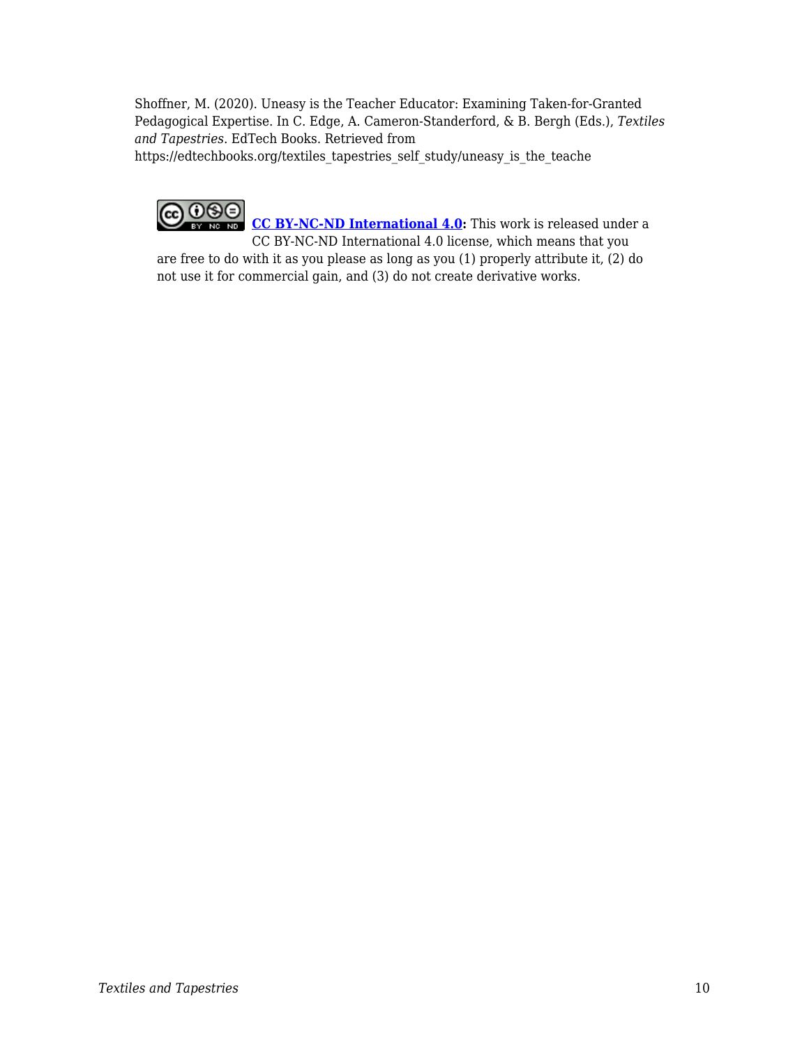Shoffner, M. (2020). Uneasy is the Teacher Educator: Examining Taken-for-Granted Pedagogical Expertise. In C. Edge, A. Cameron-Standerford, & B. Bergh (Eds.), *Textiles and Tapestries*. EdTech Books. Retrieved from https://edtechbooks.org/textiles_tapestries_self_study/uneasy_is_the_teache

**[CC BY-NC-ND International 4.0](https://creativecommons.org/licenses/by-nc-nd/4.0/):** This work is released under a CC BY-NC-ND International 4.0 license, which means that you are free to do with it as you please as long as you (1) properly attribute it, (2) do not use it for commercial gain, and (3) do not create derivative works.